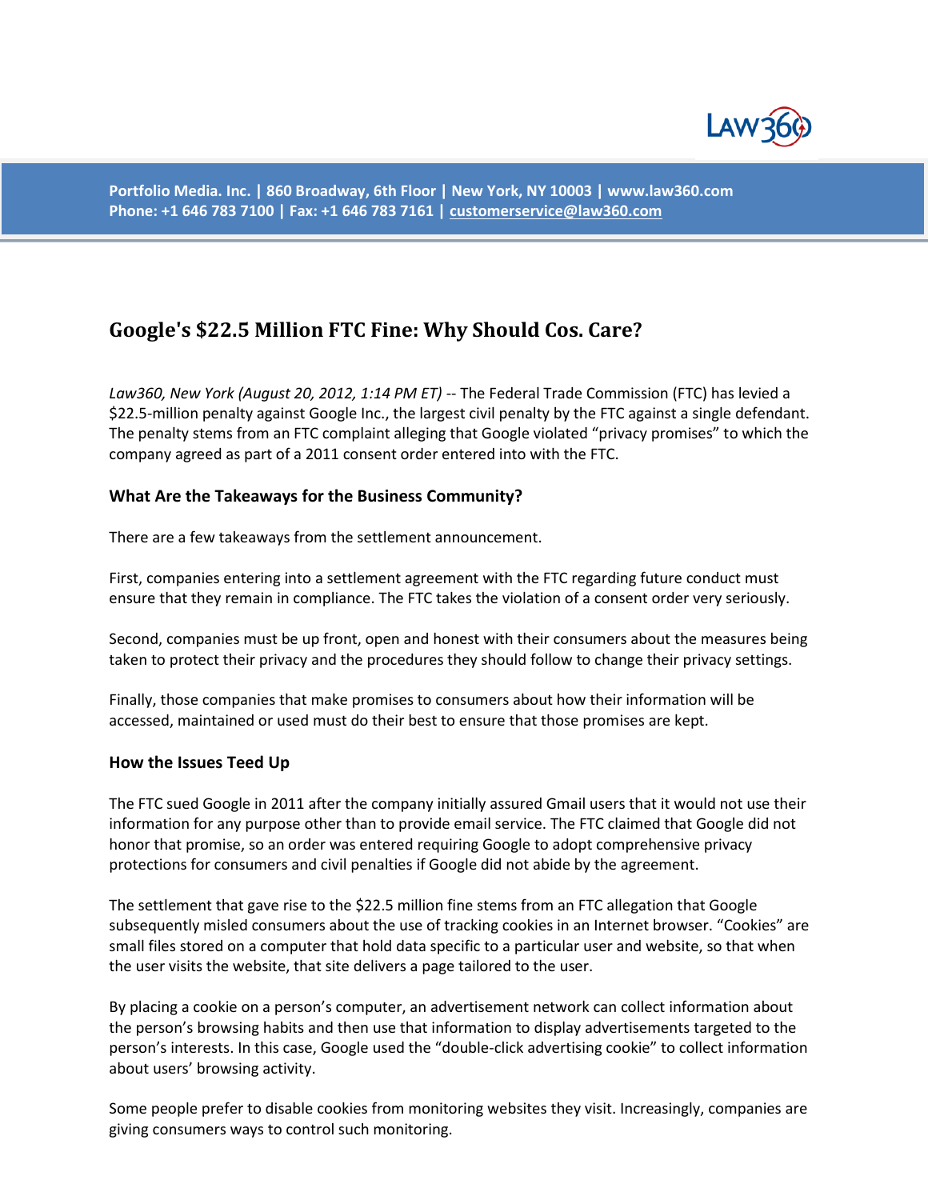Portfolio Media. Inc. | 860 Broadway, 6th Floor | New York, NY 10003 | www.law360.com
Phone: +1 646 783 7100 | Fax: +1 646 783 7161 | customerservice@law360.com

# Google's $22.5 Million FTC Fine: Why Should Cos. Care?

*Law360, New York (August 20, 2012, 1:14 PM ET)* -- The Federal Trade Commission (FTC) has levied a $22.5-million penalty against Google Inc., the largest civil penalty by the FTC against a single defendant. The penalty stems from an FTC complaint alleging that Google violated "privacy promises" to which the company agreed as part of a 2011 consent order entered into with the FTC.

### What Are the Takeaways for the Business Community?

There are a few takeaways from the settlement announcement.

First, companies entering into a settlement agreement with the FTC regarding future conduct must ensure that they remain in compliance. The FTC takes the violation of a consent order very seriously.

Second, companies must be up front, open and honest with their consumers about the measures being taken to protect their privacy and the procedures they should follow to change their privacy settings.

Finally, those companies that make promises to consumers about how their information will be accessed, maintained or used must do their best to ensure that those promises are kept.

### How the Issues Teed Up

The FTC sued Google in 2011 after the company initially assured Gmail users that it would not use their information for any purpose other than to provide email service. The FTC claimed that Google did not honor that promise, so an order was entered requiring Google to adopt comprehensive privacy protections for consumers and civil penalties if Google did not abide by the agreement.

The settlement that gave rise to the $22.5 million fine stems from an FTC allegation that Google subsequently misled consumers about the use of tracking cookies in an Internet browser. "Cookies" are small files stored on a computer that hold data specific to a particular user and website, so that when the user visits the website, that site delivers a page tailored to the user.

By placing a cookie on a person's computer, an advertisement network can collect information about the person's browsing habits and then use that information to display advertisements targeted to the person's interests. In this case, Google used the "double-click advertising cookie" to collect information about users' browsing activity.

Some people prefer to disable cookies from monitoring websites they visit. Increasingly, companies are giving consumers ways to control such monitoring.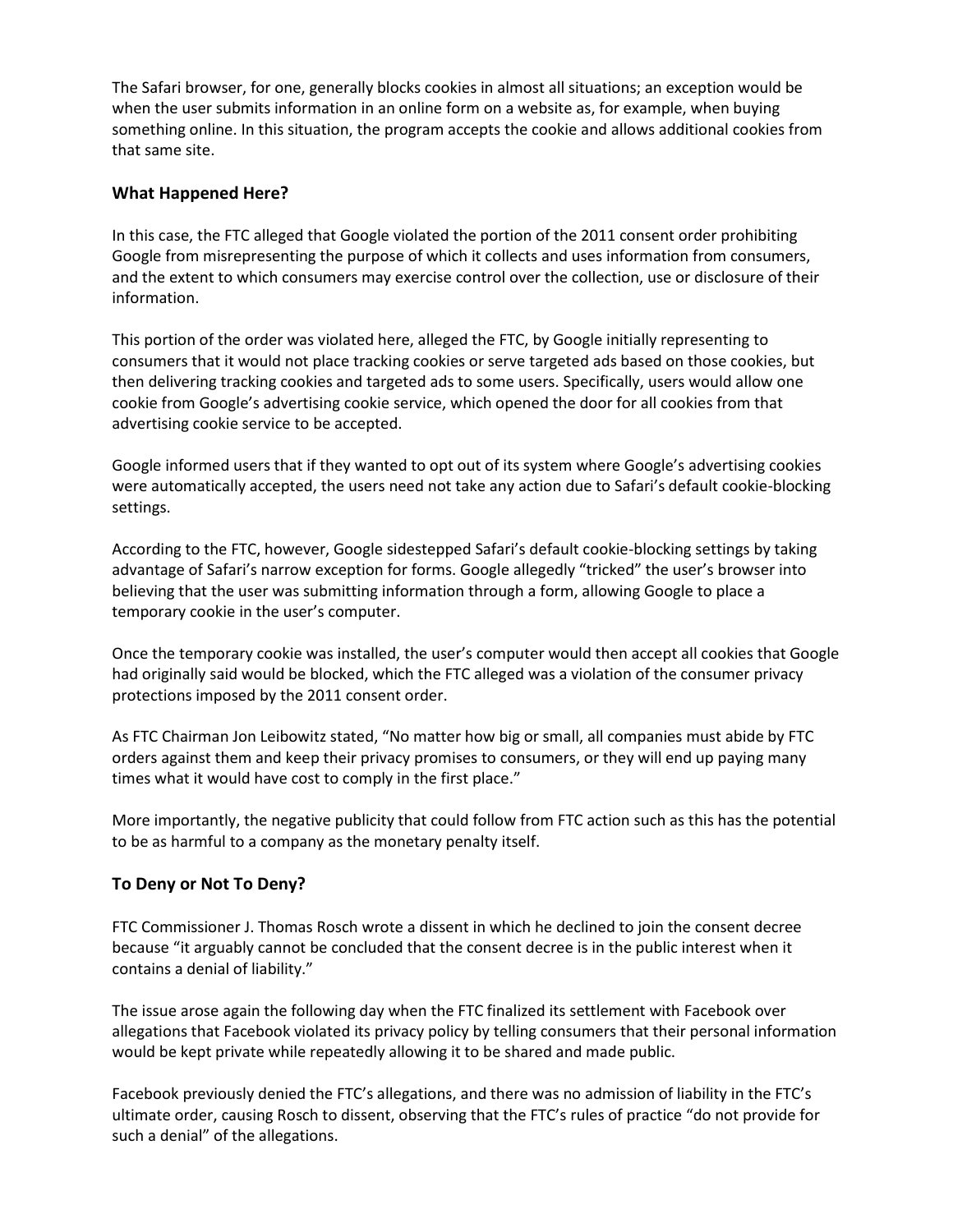The Safari browser, for one, generally blocks cookies in almost all situations; an exception would be when the user submits information in an online form on a website as, for example, when buying something online. In this situation, the program accepts the cookie and allows additional cookies from that same site.

### What Happened Here?

In this case, the FTC alleged that Google violated the portion of the 2011 consent order prohibiting Google from misrepresenting the purpose of which it collects and uses information from consumers, and the extent to which consumers may exercise control over the collection, use or disclosure of their information.

This portion of the order was violated here, alleged the FTC, by Google initially representing to consumers that it would not place tracking cookies or serve targeted ads based on those cookies, but then delivering tracking cookies and targeted ads to some users. Specifically, users would allow one cookie from Google's advertising cookie service, which opened the door for all cookies from that advertising cookie service to be accepted.

Google informed users that if they wanted to opt out of its system where Google's advertising cookies were automatically accepted, the users need not take any action due to Safari's default cookie-blocking settings.

According to the FTC, however, Google sidestepped Safari's default cookie-blocking settings by taking advantage of Safari's narrow exception for forms. Google allegedly "tricked" the user's browser into believing that the user was submitting information through a form, allowing Google to place a temporary cookie in the user's computer.

Once the temporary cookie was installed, the user's computer would then accept all cookies that Google had originally said would be blocked, which the FTC alleged was a violation of the consumer privacy protections imposed by the 2011 consent order.

As FTC Chairman Jon Leibowitz stated, "No matter how big or small, all companies must abide by FTC orders against them and keep their privacy promises to consumers, or they will end up paying many times what it would have cost to comply in the first place."

More importantly, the negative publicity that could follow from FTC action such as this has the potential to be as harmful to a company as the monetary penalty itself.

### To Deny or Not To Deny?

FTC Commissioner J. Thomas Rosch wrote a dissent in which he declined to join the consent decree because "it arguably cannot be concluded that the consent decree is in the public interest when it contains a denial of liability."

The issue arose again the following day when the FTC finalized its settlement with Facebook over allegations that Facebook violated its privacy policy by telling consumers that their personal information would be kept private while repeatedly allowing it to be shared and made public.

Facebook previously denied the FTC's allegations, and there was no admission of liability in the FTC's ultimate order, causing Rosch to dissent, observing that the FTC's rules of practice "do not provide for such a denial" of the allegations.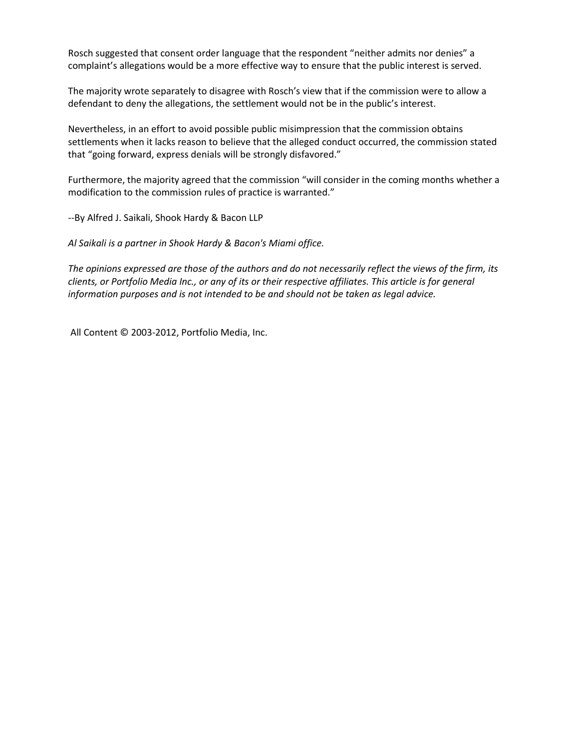Rosch suggested that consent order language that the respondent “neither admits nor denies” a complaint’s allegations would be a more effective way to ensure that the public interest is served.

The majority wrote separately to disagree with Rosch’s view that if the commission were to allow a defendant to deny the allegations, the settlement would not be in the public’s interest.

Nevertheless, in an effort to avoid possible public misimpression that the commission obtains settlements when it lacks reason to believe that the alleged conduct occurred, the commission stated that “going forward, express denials will be strongly disfavored.”

Furthermore, the majority agreed that the commission “will consider in the coming months whether a modification to the commission rules of practice is warranted.”

--By Alfred J. Saikali, Shook Hardy & Bacon LLP

*Al Saikali is a partner in Shook Hardy & Bacon's Miami office.*

*The opinions expressed are those of the authors and do not necessarily reflect the views of the firm, its clients, or Portfolio Media Inc., or any of its or their respective affiliates. This article is for general information purposes and is not intended to be and should not be taken as legal advice.*

All Content © 2003-2012, Portfolio Media, Inc.